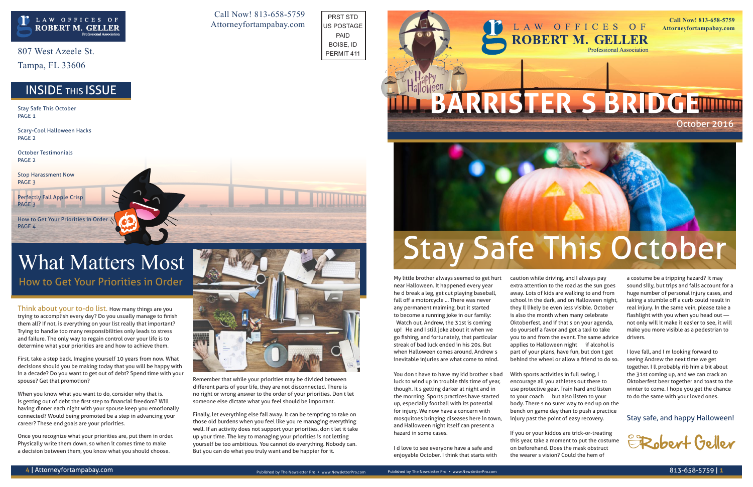LAW OFFICES OF ROBERT M. GELLER
Professional Association

807 West Azeele St.
Tampa, FL 33606

Call Now! 813-658-5759
Attorneyfortampabay.com

PRST STD
US POSTAGE
PAID
BOISE, ID
PERMIT 411

## INSIDE THIS ISSUE

Stay Safe This October
PAGE 1

Scary-Cool Halloween Hacks
PAGE 2

October Testimonials
PAGE 2

Stop Harassment Now
PAGE 3

Perfectly Fall Apple Crisp
PAGE 3

How to Get Your Priorities in Order
PAGE 4

# What Matters Most

## How to Get Your Priorities in Order

Think about your to-do list. How many things are you trying to accomplish every day? Do you usually manage to finish them all? If not, is everything on your list really that important? Trying to handle too many responsibilities only leads to stress and failure. The only way to regain control over your life is to determine what your priorities are and how to achieve them.

First, take a step back. Imagine yourself 10 years from now. What decisions should you be making today that you will be happy with in a decade? Do you want to get out of debt? Spend time with your spouse? Get that promotion?

When you know what you want to do, consider why that is. Is getting out of debt the first step to financial freedom? Will having dinner each night with your spouse keep you emotionally connected? Would being promoted be a step in advancing your career? These end goals are your priorities.

Once you recognize what your priorities are, put them in order. Physically write them down, so when it comes time to make a decision between them, you know what you should choose.

Remember that while your priorities may be divided between different parts of your life, they are not disconnected. There is no right or wrong answer to the order of your priorities. Don t let someone else dictate what you feel should be important.

Finally, let everything else fall away. It can be tempting to take on those old burdens when you feel like you re managing everything well. If an activity does not support your priorities, don t let it take up your time. The key to managing your priorities is not letting yourself be too ambitious. You cannot do everything. Nobody can. But you can do what you truly want and be happier for it.

LAW OFFICES OF ROBERT M. GELLER
Professional Association

Call Now! 813-658-5759
Attorneyfortampabay.com

Happy Halloween

# BARRISTER S BRIDGE

October 2016

# Stay Safe This October

My little brother always seemed to get hurt near Halloween. It happened every year he d break a leg, get cut playing baseball, fall off a motorcycle … There was never any permanent maiming, but it started to become a running joke in our family: Watch out, Andrew, the 31st is coming up! He and I still joke about it when we go fishing, and fortunately, that particular streak of bad luck ended in his 20s. But when Halloween comes around, Andrew s inevitable injuries are what come to mind.

You don t have to have my kid brother s bad luck to wind up in trouble this time of year, though. It s getting darker at night and in the morning. Sports practices have started up, especially football with its potential for injury. We now have a concern with mosquitoes bringing diseases here in town, and Halloween night itself can present a hazard in some cases.

I d love to see everyone have a safe and enjoyable October. I think that starts with caution while driving, and I always pay extra attention to the road as the sun goes away. Lots of kids are walking to and from school in the dark, and on Halloween night, they ll likely be even less visible. October is also the month when many celebrate Oktoberfest, and if that s on your agenda, do yourself a favor and get a taxi to take you to and from the event. The same advice applies to Halloween night if alcohol is part of your plans, have fun, but don t get behind the wheel or allow a friend to do so.

With sports activities in full swing, I encourage all you athletes out there to use protective gear. Train hard and listen to your coach but also listen to your body. There s no surer way to end up on the bench on game day than to push a practice injury past the point of easy recovery.

If you or your kiddos are trick-or-treating this year, take a moment to put the costume on beforehand. Does the mask obstruct the wearer s vision? Could the hem of a costume be a tripping hazard? It may sound silly, but trips and falls account for a huge number of personal injury cases, and taking a stumble off a curb could result in real injury. In the same vein, please take a flashlight with you when you head out — not only will it make it easier to see, it will make you more visible as a pedestrian to drivers.

I love fall, and I m looking forward to seeing Andrew the next time we get together. I ll probably rib him a bit about the 31st coming up, and we can crack an Oktoberfest beer together and toast to the winter to come. I hope you get the chance to do the same with your loved ones.

Stay safe, and happy Halloween!

Robert Geller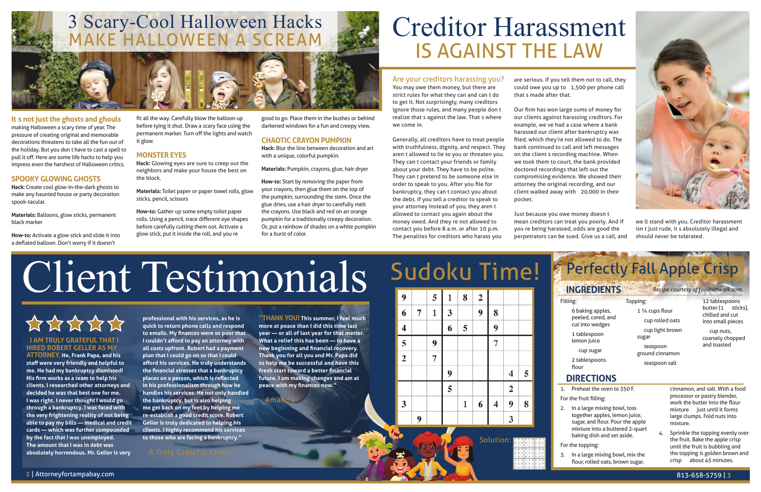# 3 Scary-Cool Halloween Hacks
## MAKE HALLOWEEN A SCREAM

**It s not just the ghosts and ghouls** making Halloween a scary time of year. The pressure of creating original and memorable decorations threatens to take all the fun out of the holiday. But you don t have to cast a spell to pull it off. Here are some life hacks to help you impress even the harshest of Halloween critics.

### SPOOKY GLOWING GHOSTS

**Hack:** Create cool glow-in-the-dark ghosts to make any haunted house or party decoration spook-tacular.

**Materials:** Balloons, glow sticks, permanent black marker

**How-to:** Activate a glow stick and slide it into a deflated balloon. Don't worry if it doesn't fit all the way. Carefully blow the balloon up before tying it shut. Draw a scary face using the permanent marker. Turn off the lights and watch it glow.

### MONSTER EYES

**Hack:** Glowing eyes are sure to creep out the neighbors and make your house the best on the block.

**Materials:** Toilet paper or paper towel rolls, glow sticks, pencil, scissors

**How-to:** Gather up some empty toilet paper rolls. Using a pencil, trace different eye shapes before carefully cutting them out. Activate a glow stick, put it inside the roll, and you re good to go. Place them in the bushes or behind darkened windows for a fun and creepy view.

### CHAOTIC CRAYON PUMPKIN

**Hack:** Blur the line between decoration and art with a unique, colorful pumpkin.

**Materials:** Pumpkin, crayons, glue, hair dryer

**How-to:** Start by removing the paper from your crayons, then glue them on the top of the pumpkin, surrounding the stem. Once the glue dries, use a hair dryer to carefully melt the crayons. Use black and red on an orange pumpkin for a traditionally creepy decoration. Or, put a rainbow of shades on a white pumpkin for a burst of color.

# Creditor Harassment
## IS AGAINST THE LAW

### Are your creditors harassing you?

You may owe them money, but there are strict rules for what they can and can t do to get it. Not surprisingly, many creditors ignore those rules, and many people don t realize that s against the law. That s where we come in.

Generally, all creditors have to treat people with truthfulness, dignity, and respect. They aren t allowed to lie to you or threaten you. They can t contact your friends or family about your debt. They have to be polite. They can t pretend to be someone else in order to speak to you. After you file for bankruptcy, they can t contact you about the debt. If you tell a creditor to speak to your attorney instead of you, they aren t allowed to contact you again about the money owed. And they re not allowed to contact you before 8 a.m. or after 10 p.m. The penalties for creditors who harass you are serious. If you tell them not to call, they could owe you up to 1,500 per phone call that s made after that.

Our firm has won large sums of money for our clients against harassing creditors. For example, we ve had a case where a bank harassed our client after bankruptcy was filed, which they're not allowed to do. The bank continued to call and left messages on the client s recording machine. When we took them to court, the bank provided doctored recordings that left out the compromising evidence. We showed their attorney the original recording, and our client walked away with 20,000 in their pocket.

Just because you owe money doesn t mean creditors can treat you poorly. And if you re being harassed, odds are good the perpetrators can be sued. Give us a call, and we ll stand with you. Creditor harassment isn t just rude, it s absolutely illegal and should never be tolerated.

# Client Testimonials

★★★★★

**I AM TRULY GRATEFUL THAT I HIRED ROBERT GELLER AS MY ATTORNEY. He, Frank Papa, and his staff were very friendly and helpful to me. He had my bankruptcy dismissed! His firm works as a team to help his clients. I researched other attorneys and decided he was that best one for me. I was right. I never thought I would go through a bankruptcy. I was faced with the very frightening reality of not being able to pay my bills — medical and credit cards — which was further compounded by the fact that I was unemployed. The amount that I was in debt was absolutely horrendous. Mr. Geller is very professional with his services, as he is quick to return phone calls and respond to emails. My finances were so poor that I couldn't afford to pay an attorney with all costs upfront. Robert had a payment plan that I could go on so that I could afford his services. He truly understands the financial stresses that a bankruptcy places on a person, which is reflected in his professionalism through how he handles his services. He not only handled the bankruptcy, but is also helping me get back on my feet by helping me re-establish a good credit score. Robert Geller is truly dedicated to helping his clients. I highly recommend his services to those who are facing a bankruptcy."**

A Truly Grateful Client

**"THANK YOU! This summer, I feel much more at peace than I did this time last year — or all of last year for that matter. What a relief this has been — to have a new beginning and financial recovery. Thank you for all you and Mr. Papa did to help me be successful and have this fresh start toward a better financial future. I am making changes and am at peace with my finances now."**

Amanda

# Sudoku Time!

| | | | | | | | | |
|---|---|---|---|---|---|---|---|---|
| 9 | | 5 | 1 | 8 | 2 | | | |
| 6 | 7 | 1 | 3 | | 9 | 8 | | |
| 4 | | | 6 | 5 | | 9 | | |
| 5 | | 9 | | | | 7 | | |
| 2 | | 7 | | | | | | |
| | | | 9 | | | | 4 | 5 |
| | | | 5 | | | | 2 | |
| 3 | | | | 1 | 6 | 4 | 9 | 8 |
| | 9 | | | | | | 3 | |

Solution:

# Perfectly Fall Apple Crisp

### INGREDIENTS

*Recipe courtesy of foodnetwork.com.*

Filling:

- 6 baking apples, peeled, cored, and cut into wedges
- 1 tablespoon lemon juice
- cup sugar
- 2 tablespoons flour

Topping:

- 1 ¼ cups flour
- cup rolled oats
- cup light brown sugar
- teaspoon ground cinnamon
- teaspoon salt
- 12 tablespoons butter (1 sticks), chilled and cut into small pieces
- cup nuts, coarsely chopped and toasted

### DIRECTIONS

1. Preheat the oven to 350 F.

For the fruit filling:

2. In a large mixing bowl, toss together apples, lemon juice, sugar, and flour. Pour the apple mixture into a buttered 2-quart baking dish and set aside.

For the topping:

3. In a large mixing bowl, mix the flour, rolled oats, brown sugar, cinnamon, and salt. With a food processor or pastry blender, work the butter into the flour mixture just until it forms large clumps. Fold nuts into mixture.
4. Sprinkle the topping evenly over the fruit. Bake the apple crisp until the fruit is bubbling and the topping is golden brown and crisp about 45 minutes.